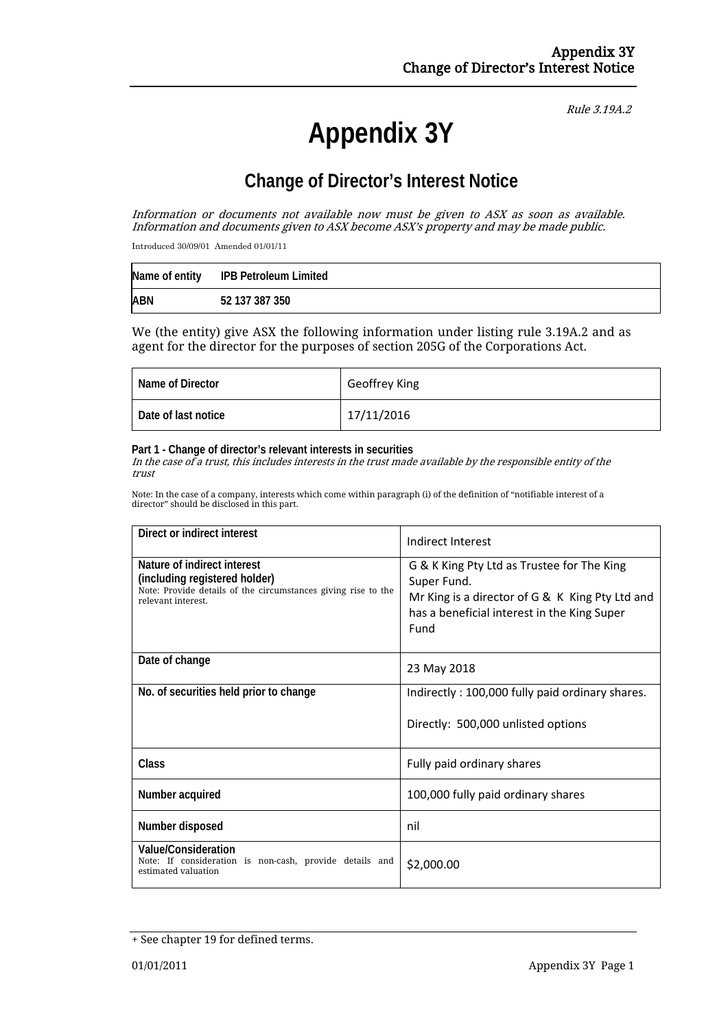*Rule 3.19A.2*

# Appendix 3Y

## Change of Director's Interest Notice

*Information or documents not available now must be given to ASX as soon as available. Information and documents given to ASX become ASX's property and may be made public.*

Introduced 30/09/01 Amended 01/01/11

| Name of entity | IPB Petroleum Limited |
|---|---|
| ABN | 52 137 387 350 |

We (the entity) give ASX the following information under listing rule 3.19A.2 and as agent for the director for the purposes of section 205G of the Corporations Act.

| Name of Director | Geoffrey King |
|---|---|
| Date of last notice | 17/11/2016 |

**Part 1 - Change of director's relevant interests in securities**
*In the case of a trust, this includes interests in the trust made available by the responsible entity of the trust*

Note: In the case of a company, interests which come within paragraph (i) of the definition of "notifiable interest of a director" should be disclosed in this part.

| | |
|---|---|
| **Direct or indirect interest** | Indirect Interest |
| **Nature of indirect interest (including registered holder)** Note: Provide details of the circumstances giving rise to the relevant interest. | G & K King Pty Ltd as Trustee for The King Super Fund. Mr King is a director of G & K King Pty Ltd and has a beneficial interest in the King Super Fund |
| **Date of change** | 23 May 2018 |
| **No. of securities held prior to change** | Indirectly : 100,000 fully paid ordinary shares. Directly: 500,000 unlisted options |
| **Class** | Fully paid ordinary shares |
| **Number acquired** | 100,000 fully paid ordinary shares |
| **Number disposed** | nil |
| **Value/Consideration** Note: If consideration is non-cash, provide details and estimated valuation | $2,000.00 |

+ See chapter 19 for defined terms.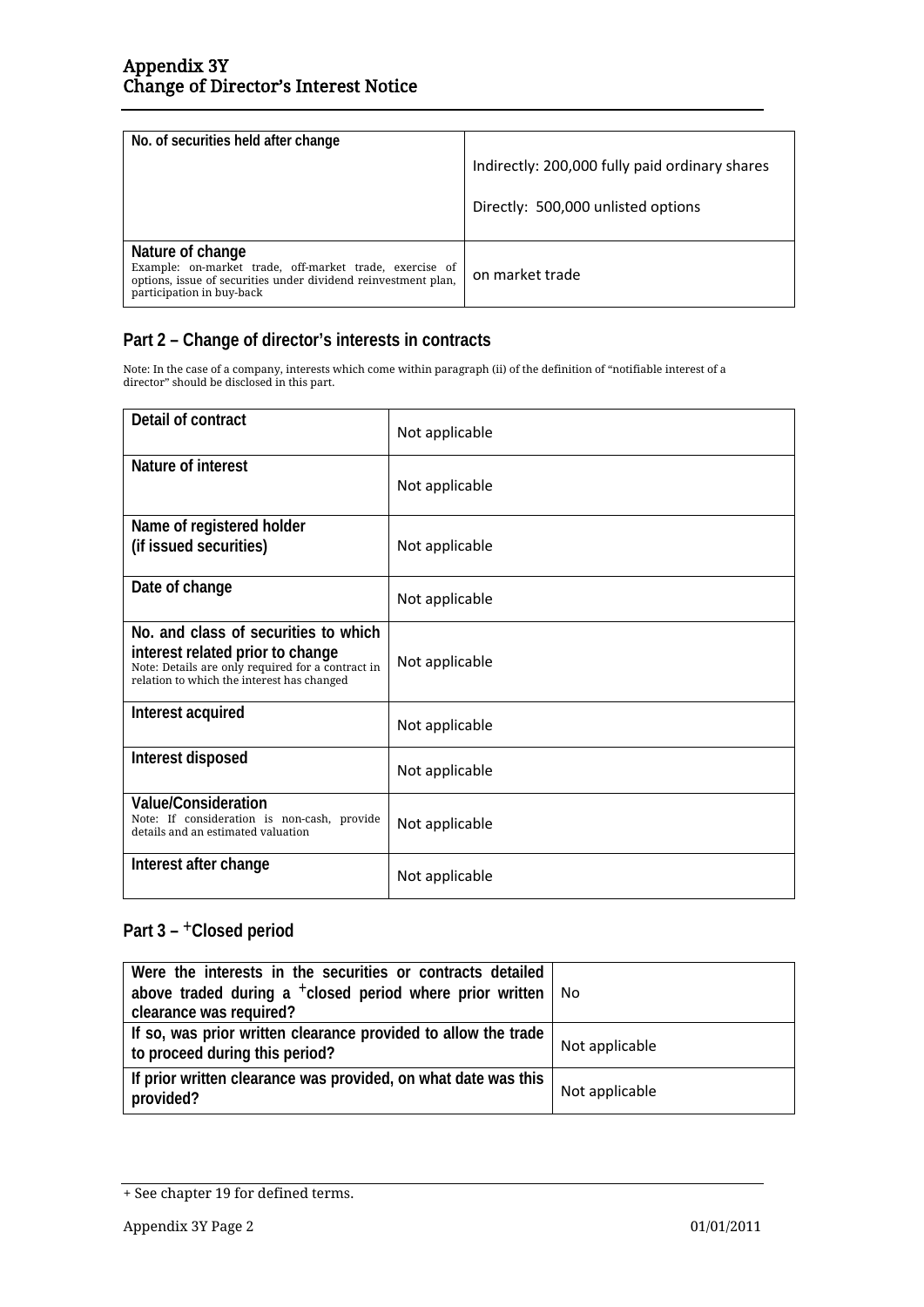| | |
|---|---|
| **No. of securities held after change** | Indirectly: 200,000 fully paid ordinary shares<br><br>Directly: 500,000 unlisted options |
| **Nature of change**<br>Example: on-market trade, off-market trade, exercise of options, issue of securities under dividend reinvestment plan, participation in buy-back | on market trade |

## Part 2 – Change of director's interests in contracts

Note: In the case of a company, interests which come within paragraph (ii) of the definition of "notifiable interest of a director" should be disclosed in this part.

| | |
|---|---|
| **Detail of contract** | Not applicable |
| **Nature of interest** | Not applicable |
| **Name of registered holder (if issued securities)** | Not applicable |
| **Date of change** | Not applicable |
| **No. and class of securities to which interest related prior to change**<br>Note: Details are only required for a contract in relation to which the interest has changed | Not applicable |
| **Interest acquired** | Not applicable |
| **Interest disposed** | Not applicable |
| **Value/Consideration**<br>Note: If consideration is non-cash, provide details and an estimated valuation | Not applicable |
| **Interest after change** | Not applicable |

## Part 3 – +Closed period

| | |
|---|---|
| **Were the interests in the securities or contracts detailed above traded during a +closed period where prior written clearance was required?** | No |
| **If so, was prior written clearance provided to allow the trade to proceed during this period?** | Not applicable |
| **If prior written clearance was provided, on what date was this provided?** | Not applicable |

+ See chapter 19 for defined terms.